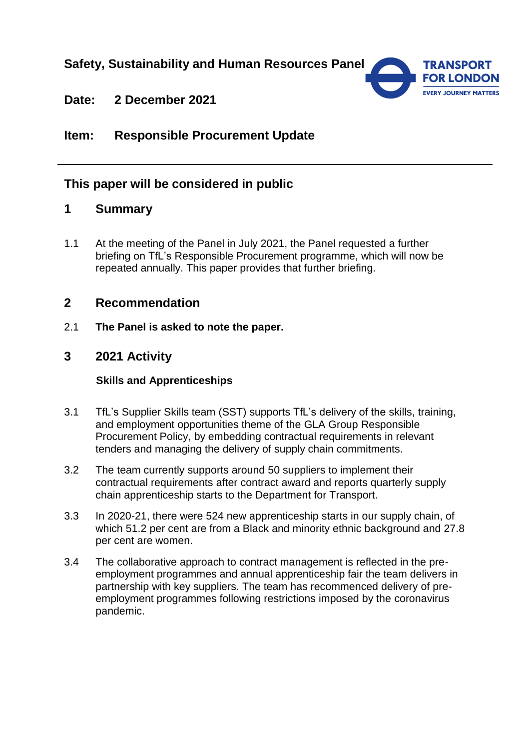**Safety, Sustainability and Human Resources Panel**

**Date: 2 December 2021**

**Item: Responsible Procurement Update**

---

## This paper will be considered in public

## 1 Summary

1.1 At the meeting of the Panel in July 2021, the Panel requested a further briefing on TfL's Responsible Procurement programme, which will now be repeated annually. This paper provides that further briefing.

## 2 Recommendation

2.1 **The Panel is asked to note the paper.**

## 3 2021 Activity

### Skills and Apprenticeships

3.1 TfL's Supplier Skills team (SST) supports TfL's delivery of the skills, training, and employment opportunities theme of the GLA Group Responsible Procurement Policy, by embedding contractual requirements in relevant tenders and managing the delivery of supply chain commitments.

3.2 The team currently supports around 50 suppliers to implement their contractual requirements after contract award and reports quarterly supply chain apprenticeship starts to the Department for Transport.

3.3 In 2020-21, there were 524 new apprenticeship starts in our supply chain, of which 51.2 per cent are from a Black and minority ethnic background and 27.8 per cent are women.

3.4 The collaborative approach to contract management is reflected in the pre-employment programmes and annual apprenticeship fair the team delivers in partnership with key suppliers. The team has recommenced delivery of pre-employment programmes following restrictions imposed by the coronavirus pandemic.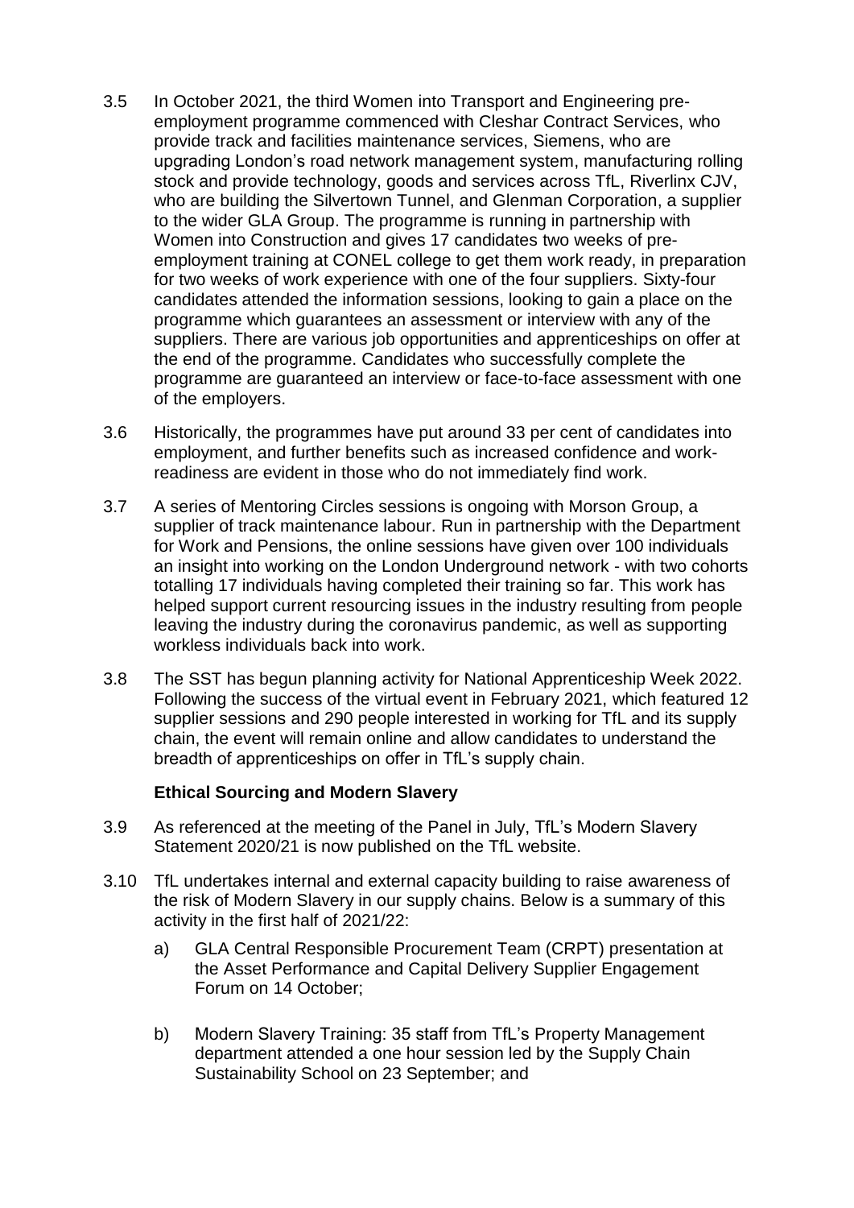3.5 In October 2021, the third Women into Transport and Engineering pre-employment programme commenced with Cleshar Contract Services, who provide track and facilities maintenance services, Siemens, who are upgrading London's road network management system, manufacturing rolling stock and provide technology, goods and services across TfL, Riverlinx CJV, who are building the Silvertown Tunnel, and Glenman Corporation, a supplier to the wider GLA Group. The programme is running in partnership with Women into Construction and gives 17 candidates two weeks of pre-employment training at CONEL college to get them work ready, in preparation for two weeks of work experience with one of the four suppliers. Sixty-four candidates attended the information sessions, looking to gain a place on the programme which guarantees an assessment or interview with any of the suppliers. There are various job opportunities and apprenticeships on offer at the end of the programme. Candidates who successfully complete the programme are guaranteed an interview or face-to-face assessment with one of the employers.

3.6 Historically, the programmes have put around 33 per cent of candidates into employment, and further benefits such as increased confidence and work-readiness are evident in those who do not immediately find work.

3.7 A series of Mentoring Circles sessions is ongoing with Morson Group, a supplier of track maintenance labour. Run in partnership with the Department for Work and Pensions, the online sessions have given over 100 individuals an insight into working on the London Underground network - with two cohorts totalling 17 individuals having completed their training so far. This work has helped support current resourcing issues in the industry resulting from people leaving the industry during the coronavirus pandemic, as well as supporting workless individuals back into work.

3.8 The SST has begun planning activity for National Apprenticeship Week 2022. Following the success of the virtual event in February 2021, which featured 12 supplier sessions and 290 people interested in working for TfL and its supply chain, the event will remain online and allow candidates to understand the breadth of apprenticeships on offer in TfL's supply chain.

**Ethical Sourcing and Modern Slavery**

3.9 As referenced at the meeting of the Panel in July, TfL's Modern Slavery Statement 2020/21 is now published on the TfL website.

3.10 TfL undertakes internal and external capacity building to raise awareness of the risk of Modern Slavery in our supply chains. Below is a summary of this activity in the first half of 2021/22:

a) GLA Central Responsible Procurement Team (CRPT) presentation at the Asset Performance and Capital Delivery Supplier Engagement Forum on 14 October;

b) Modern Slavery Training: 35 staff from TfL's Property Management department attended a one hour session led by the Supply Chain Sustainability School on 23 September; and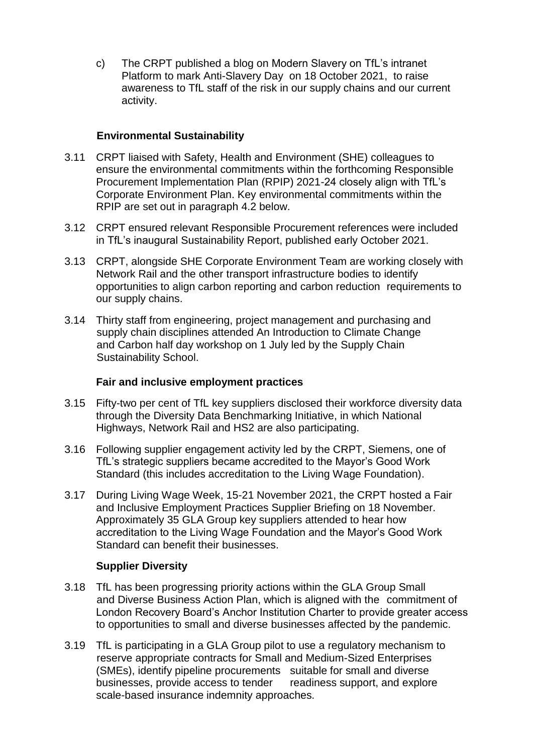c) The CRPT published a blog on Modern Slavery on TfL's intranet Platform to mark Anti-Slavery Day on 18 October 2021, to raise awareness to TfL staff of the risk in our supply chains and our current activity.

**Environmental Sustainability**

3.11 CRPT liaised with Safety, Health and Environment (SHE) colleagues to ensure the environmental commitments within the forthcoming Responsible Procurement Implementation Plan (RPIP) 2021-24 closely align with TfL's Corporate Environment Plan. Key environmental commitments within the RPIP are set out in paragraph 4.2 below.

3.12 CRPT ensured relevant Responsible Procurement references were included in TfL's inaugural Sustainability Report, published early October 2021.

3.13 CRPT, alongside SHE Corporate Environment Team are working closely with Network Rail and the other transport infrastructure bodies to identify opportunities to align carbon reporting and carbon reduction requirements to our supply chains.

3.14 Thirty staff from engineering, project management and purchasing and supply chain disciplines attended An Introduction to Climate Change and Carbon half day workshop on 1 July led by the Supply Chain Sustainability School.

**Fair and inclusive employment practices**

3.15 Fifty-two per cent of TfL key suppliers disclosed their workforce diversity data through the Diversity Data Benchmarking Initiative, in which National Highways, Network Rail and HS2 are also participating.

3.16 Following supplier engagement activity led by the CRPT, Siemens, one of TfL's strategic suppliers became accredited to the Mayor's Good Work Standard (this includes accreditation to the Living Wage Foundation).

3.17 During Living Wage Week, 15-21 November 2021, the CRPT hosted a Fair and Inclusive Employment Practices Supplier Briefing on 18 November. Approximately 35 GLA Group key suppliers attended to hear how accreditation to the Living Wage Foundation and the Mayor's Good Work Standard can benefit their businesses.

**Supplier Diversity**

3.18 TfL has been progressing priority actions within the GLA Group Small and Diverse Business Action Plan, which is aligned with the commitment of London Recovery Board's Anchor Institution Charter to provide greater access to opportunities to small and diverse businesses affected by the pandemic.

3.19 TfL is participating in a GLA Group pilot to use a regulatory mechanism to reserve appropriate contracts for Small and Medium-Sized Enterprises (SMEs), identify pipeline procurements suitable for small and diverse businesses, provide access to tender readiness support, and explore scale-based insurance indemnity approaches.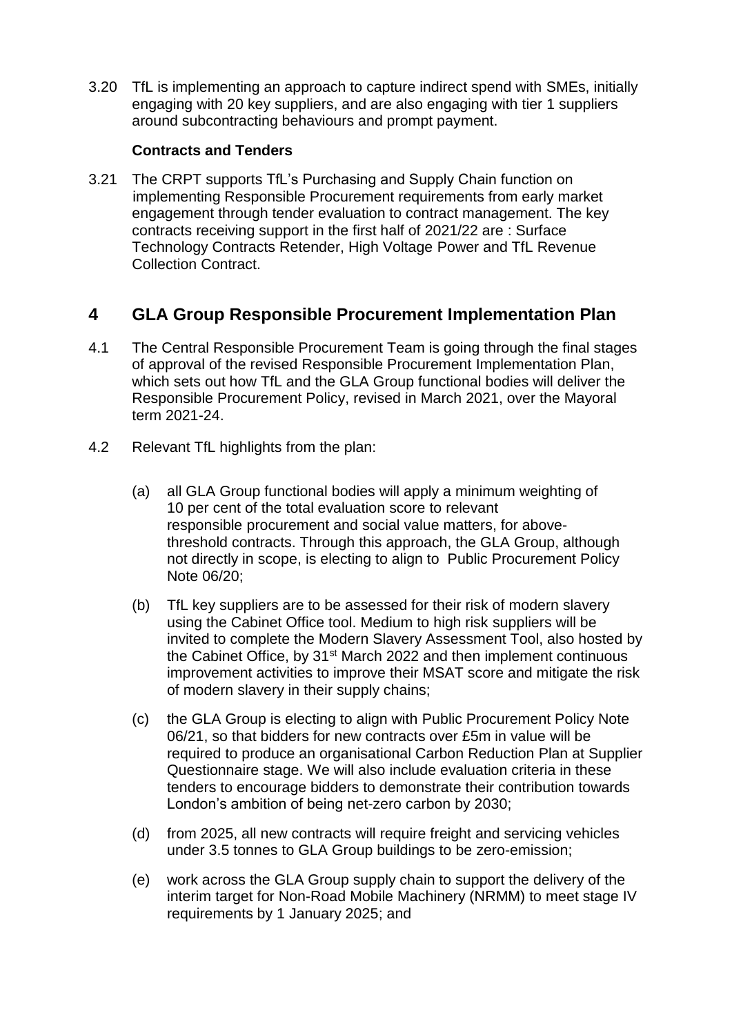3.20 TfL is implementing an approach to capture indirect spend with SMEs, initially engaging with 20 key suppliers, and are also engaging with tier 1 suppliers around subcontracting behaviours and prompt payment.

**Contracts and Tenders**

3.21 The CRPT supports TfL's Purchasing and Supply Chain function on implementing Responsible Procurement requirements from early market engagement through tender evaluation to contract management. The key contracts receiving support in the first half of 2021/22 are : Surface Technology Contracts Retender, High Voltage Power and TfL Revenue Collection Contract.

## 4 GLA Group Responsible Procurement Implementation Plan

4.1 The Central Responsible Procurement Team is going through the final stages of approval of the revised Responsible Procurement Implementation Plan, which sets out how TfL and the GLA Group functional bodies will deliver the Responsible Procurement Policy, revised in March 2021, over the Mayoral term 2021-24.

4.2 Relevant TfL highlights from the plan:

(a) all GLA Group functional bodies will apply a minimum weighting of 10 per cent of the total evaluation score to relevant responsible procurement and social value matters, for above-threshold contracts. Through this approach, the GLA Group, although not directly in scope, is electing to align to Public Procurement Policy Note 06/20;

(b) TfL key suppliers are to be assessed for their risk of modern slavery using the Cabinet Office tool. Medium to high risk suppliers will be invited to complete the Modern Slavery Assessment Tool, also hosted by the Cabinet Office, by 31st March 2022 and then implement continuous improvement activities to improve their MSAT score and mitigate the risk of modern slavery in their supply chains;

(c) the GLA Group is electing to align with Public Procurement Policy Note 06/21, so that bidders for new contracts over £5m in value will be required to produce an organisational Carbon Reduction Plan at Supplier Questionnaire stage. We will also include evaluation criteria in these tenders to encourage bidders to demonstrate their contribution towards London's ambition of being net-zero carbon by 2030;

(d) from 2025, all new contracts will require freight and servicing vehicles under 3.5 tonnes to GLA Group buildings to be zero-emission;

(e) work across the GLA Group supply chain to support the delivery of the interim target for Non-Road Mobile Machinery (NRMM) to meet stage IV requirements by 1 January 2025; and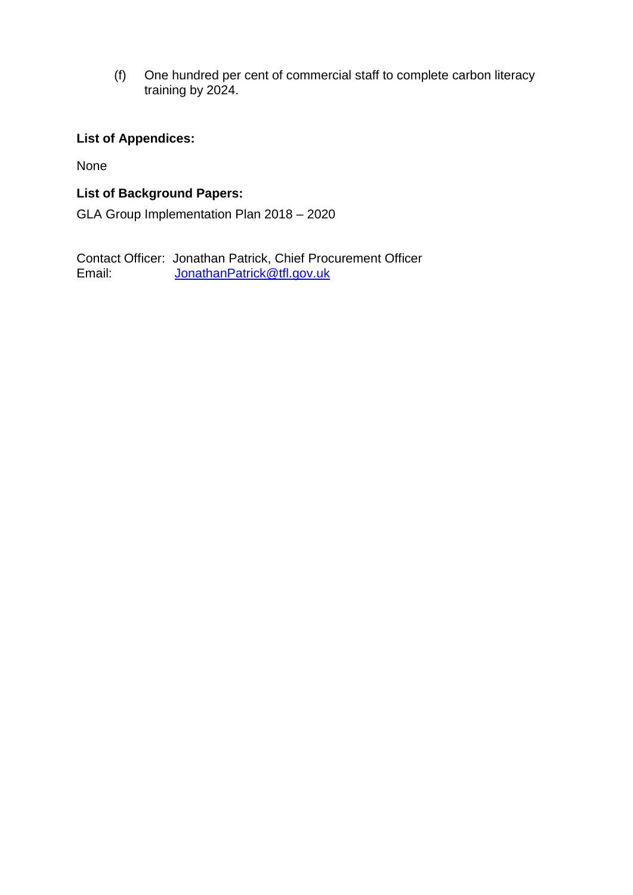(f) One hundred per cent of commercial staff to complete carbon literacy training by 2024.

**List of Appendices:**

None

**List of Background Papers:**

GLA Group Implementation Plan 2018 – 2020

Contact Officer: Jonathan Patrick, Chief Procurement Officer
Email: JonathanPatrick@tfl.gov.uk